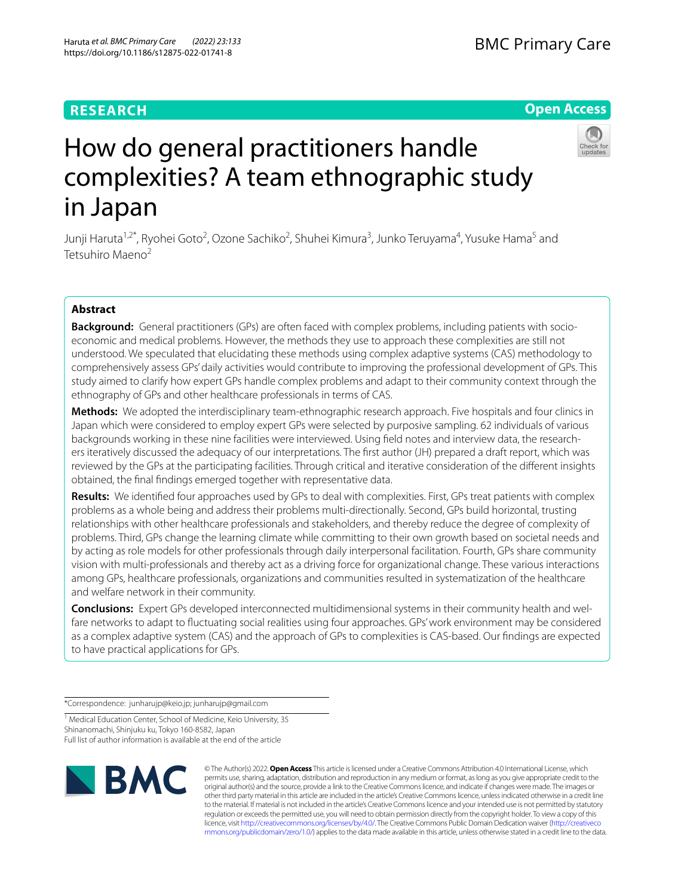RESEARCH

Open Access

# How do general practitioners handle complexities? A team ethnographic study in Japan

Junji Haruta[1,2*], Ryohei Goto[2], Ozone Sachiko[2], Shuhei Kimura[3], Junko Teruyama[4], Yusuke Hama[5] and Tetsuhiro Maeno[2]

## Abstract

**Background:** General practitioners (GPs) are often faced with complex problems, including patients with socio-economic and medical problems. However, the methods they use to approach these complexities are still not understood. We speculated that elucidating these methods using complex adaptive systems (CAS) methodology to comprehensively assess GPs' daily activities would contribute to improving the professional development of GPs. This study aimed to clarify how expert GPs handle complex problems and adapt to their community context through the ethnography of GPs and other healthcare professionals in terms of CAS.

**Methods:** We adopted the interdisciplinary team-ethnographic research approach. Five hospitals and four clinics in Japan which were considered to employ expert GPs were selected by purposive sampling. 62 individuals of various backgrounds working in these nine facilities were interviewed. Using field notes and interview data, the researchers iteratively discussed the adequacy of our interpretations. The first author (JH) prepared a draft report, which was reviewed by the GPs at the participating facilities. Through critical and iterative consideration of the different insights obtained, the final findings emerged together with representative data.

**Results:** We identified four approaches used by GPs to deal with complexities. First, GPs treat patients with complex problems as a whole being and address their problems multi-directionally. Second, GPs build horizontal, trusting relationships with other healthcare professionals and stakeholders, and thereby reduce the degree of complexity of problems. Third, GPs change the learning climate while committing to their own growth based on societal needs and by acting as role models for other professionals through daily interpersonal facilitation. Fourth, GPs share community vision with multi-professionals and thereby act as a driving force for organizational change. These various interactions among GPs, healthcare professionals, organizations and communities resulted in systematization of the healthcare and welfare network in their community.

**Conclusions:** Expert GPs developed interconnected multidimensional systems in their community health and welfare networks to adapt to fluctuating social realities using four approaches. GPs' work environment may be considered as a complex adaptive system (CAS) and the approach of GPs to complexities is CAS-based. Our findings are expected to have practical applications for GPs.

*Correspondence: junharujp@keio.jp; junharujp@gmail.com

[1] Medical Education Center, School of Medicine, Keio University, 35 Shinanomachi, Shinjuku ku, Tokyo 160-8582, Japan

Full list of author information is available at the end of the article

© The Author(s) 2022. **Open Access** This article is licensed under a Creative Commons Attribution 4.0 International License, which permits use, sharing, adaptation, distribution and reproduction in any medium or format, as long as you give appropriate credit to the original author(s) and the source, provide a link to the Creative Commons licence, and indicate if changes were made. The images or other third party material in this article are included in the article's Creative Commons licence, unless indicated otherwise in a credit line to the material. If material is not included in the article's Creative Commons licence and your intended use is not permitted by statutory regulation or exceeds the permitted use, you will need to obtain permission directly from the copyright holder. To view a copy of this licence, visit http://creativecommons.org/licenses/by/4.0/. The Creative Commons Public Domain Dedication waiver (http://creativecommons.org/publicdomain/zero/1.0/) applies to the data made available in this article, unless otherwise stated in a credit line to the data.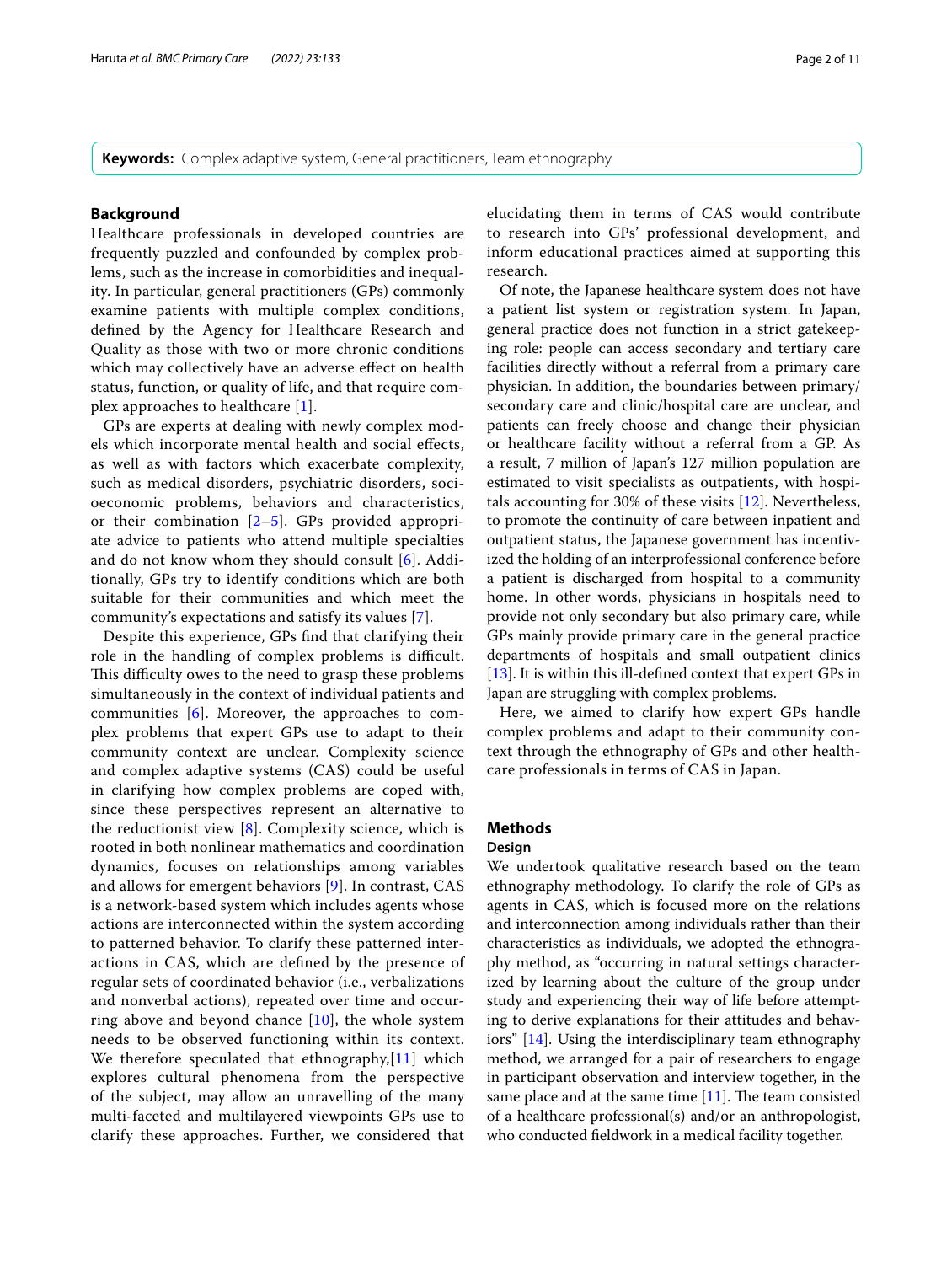**Keywords:** Complex adaptive system, General practitioners, Team ethnography

## Background

Healthcare professionals in developed countries are frequently puzzled and confounded by complex problems, such as the increase in comorbidities and inequality. In particular, general practitioners (GPs) commonly examine patients with multiple complex conditions, defined by the Agency for Healthcare Research and Quality as those with two or more chronic conditions which may collectively have an adverse effect on health status, function, or quality of life, and that require complex approaches to healthcare [1].

GPs are experts at dealing with newly complex models which incorporate mental health and social effects, as well as with factors which exacerbate complexity, such as medical disorders, psychiatric disorders, socioeconomic problems, behaviors and characteristics, or their combination [2–5]. GPs provided appropriate advice to patients who attend multiple specialties and do not know whom they should consult [6]. Additionally, GPs try to identify conditions which are both suitable for their communities and which meet the community's expectations and satisfy its values [7].

Despite this experience, GPs find that clarifying their role in the handling of complex problems is difficult. This difficulty owes to the need to grasp these problems simultaneously in the context of individual patients and communities [6]. Moreover, the approaches to complex problems that expert GPs use to adapt to their community context are unclear. Complexity science and complex adaptive systems (CAS) could be useful in clarifying how complex problems are coped with, since these perspectives represent an alternative to the reductionist view [8]. Complexity science, which is rooted in both nonlinear mathematics and coordination dynamics, focuses on relationships among variables and allows for emergent behaviors [9]. In contrast, CAS is a network-based system which includes agents whose actions are interconnected within the system according to patterned behavior. To clarify these patterned interactions in CAS, which are defined by the presence of regular sets of coordinated behavior (i.e., verbalizations and nonverbal actions), repeated over time and occurring above and beyond chance [10], the whole system needs to be observed functioning within its context. We therefore speculated that ethnography,[11] which explores cultural phenomena from the perspective of the subject, may allow an unravelling of the many multi-faceted and multilayered viewpoints GPs use to clarify these approaches. Further, we considered that elucidating them in terms of CAS would contribute to research into GPs' professional development, and inform educational practices aimed at supporting this research.

Of note, the Japanese healthcare system does not have a patient list system or registration system. In Japan, general practice does not function in a strict gatekeeping role: people can access secondary and tertiary care facilities directly without a referral from a primary care physician. In addition, the boundaries between primary/secondary care and clinic/hospital care are unclear, and patients can freely choose and change their physician or healthcare facility without a referral from a GP. As a result, 7 million of Japan's 127 million population are estimated to visit specialists as outpatients, with hospitals accounting for 30% of these visits [12]. Nevertheless, to promote the continuity of care between inpatient and outpatient status, the Japanese government has incentivized the holding of an interprofessional conference before a patient is discharged from hospital to a community home. In other words, physicians in hospitals need to provide not only secondary but also primary care, while GPs mainly provide primary care in the general practice departments of hospitals and small outpatient clinics [13]. It is within this ill-defined context that expert GPs in Japan are struggling with complex problems.

Here, we aimed to clarify how expert GPs handle complex problems and adapt to their community context through the ethnography of GPs and other healthcare professionals in terms of CAS in Japan.

## Methods

### Design

We undertook qualitative research based on the team ethnography methodology. To clarify the role of GPs as agents in CAS, which is focused more on the relations and interconnection among individuals rather than their characteristics as individuals, we adopted the ethnography method, as "occurring in natural settings characterized by learning about the culture of the group under study and experiencing their way of life before attempting to derive explanations for their attitudes and behaviors" [14]. Using the interdisciplinary team ethnography method, we arranged for a pair of researchers to engage in participant observation and interview together, in the same place and at the same time [11]. The team consisted of a healthcare professional(s) and/or an anthropologist, who conducted fieldwork in a medical facility together.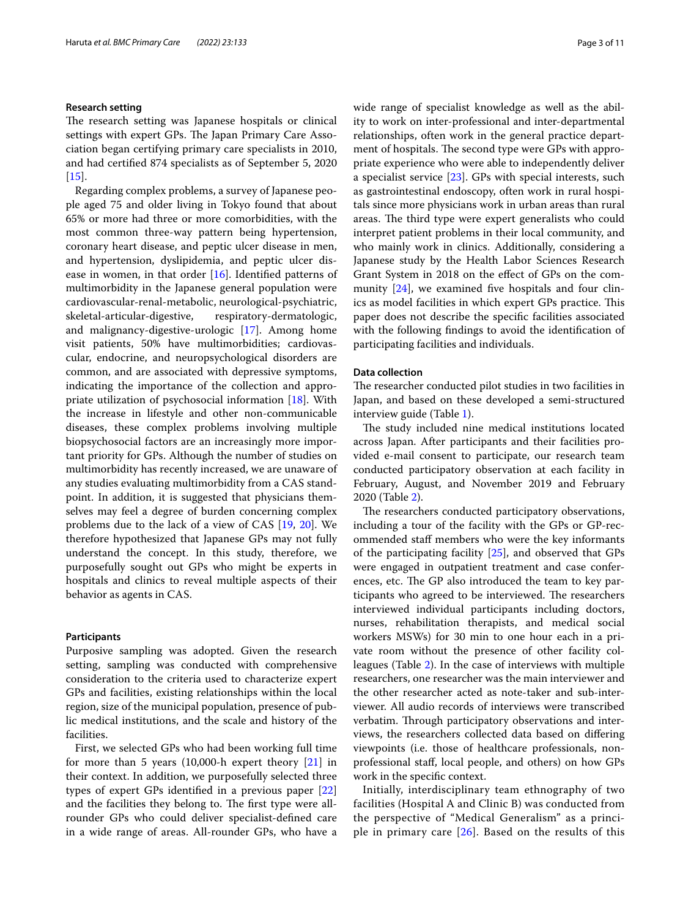### Research setting

The research setting was Japanese hospitals or clinical settings with expert GPs. The Japan Primary Care Association began certifying primary care specialists in 2010, and had certified 874 specialists as of September 5, 2020 [15].

Regarding complex problems, a survey of Japanese people aged 75 and older living in Tokyo found that about 65% or more had three or more comorbidities, with the most common three-way pattern being hypertension, coronary heart disease, and peptic ulcer disease in men, and hypertension, dyslipidemia, and peptic ulcer disease in women, in that order [16]. Identified patterns of multimorbidity in the Japanese general population were cardiovascular-renal-metabolic, neurological-psychiatric, skeletal-articular-digestive, respiratory-dermatologic, and malignancy-digestive-urologic [17]. Among home visit patients, 50% have multimorbidities; cardiovascular, endocrine, and neuropsychological disorders are common, and are associated with depressive symptoms, indicating the importance of the collection and appropriate utilization of psychosocial information [18]. With the increase in lifestyle and other non-communicable diseases, these complex problems involving multiple biopsychosocial factors are an increasingly more important priority for GPs. Although the number of studies on multimorbidity has recently increased, we are unaware of any studies evaluating multimorbidity from a CAS standpoint. In addition, it is suggested that physicians themselves may feel a degree of burden concerning complex problems due to the lack of a view of CAS [19, 20]. We therefore hypothesized that Japanese GPs may not fully understand the concept. In this study, therefore, we purposefully sought out GPs who might be experts in hospitals and clinics to reveal multiple aspects of their behavior as agents in CAS.

### Participants

Purposive sampling was adopted. Given the research setting, sampling was conducted with comprehensive consideration to the criteria used to characterize expert GPs and facilities, existing relationships within the local region, size of the municipal population, presence of public medical institutions, and the scale and history of the facilities.

First, we selected GPs who had been working full time for more than 5 years (10,000-h expert theory [21] in their context. In addition, we purposefully selected three types of expert GPs identified in a previous paper [22] and the facilities they belong to. The first type were all-rounder GPs who could deliver specialist-defined care in a wide range of areas. All-rounder GPs, who have a wide range of specialist knowledge as well as the ability to work on inter-professional and inter-departmental relationships, often work in the general practice department of hospitals. The second type were GPs with appropriate experience who were able to independently deliver a specialist service [23]. GPs with special interests, such as gastrointestinal endoscopy, often work in rural hospitals since more physicians work in urban areas than rural areas. The third type were expert generalists who could interpret patient problems in their local community, and who mainly work in clinics. Additionally, considering a Japanese study by the Health Labor Sciences Research Grant System in 2018 on the effect of GPs on the community [24], we examined five hospitals and four clinics as model facilities in which expert GPs practice. This paper does not describe the specific facilities associated with the following findings to avoid the identification of participating facilities and individuals.

### Data collection

The researcher conducted pilot studies in two facilities in Japan, and based on these developed a semi-structured interview guide (Table 1).

The study included nine medical institutions located across Japan. After participants and their facilities provided e-mail consent to participate, our research team conducted participatory observation at each facility in February, August, and November 2019 and February 2020 (Table 2).

The researchers conducted participatory observations, including a tour of the facility with the GPs or GP-recommended staff members who were the key informants of the participating facility [25], and observed that GPs were engaged in outpatient treatment and case conferences, etc. The GP also introduced the team to key participants who agreed to be interviewed. The researchers interviewed individual participants including doctors, nurses, rehabilitation therapists, and medical social workers MSWs) for 30 min to one hour each in a private room without the presence of other facility colleagues (Table 2). In the case of interviews with multiple researchers, one researcher was the main interviewer and the other researcher acted as note-taker and sub-interviewer. All audio records of interviews were transcribed verbatim. Through participatory observations and interviews, the researchers collected data based on differing viewpoints (i.e. those of healthcare professionals, non-professional staff, local people, and others) on how GPs work in the specific context.

Initially, interdisciplinary team ethnography of two facilities (Hospital A and Clinic B) was conducted from the perspective of "Medical Generalism" as a principle in primary care [26]. Based on the results of this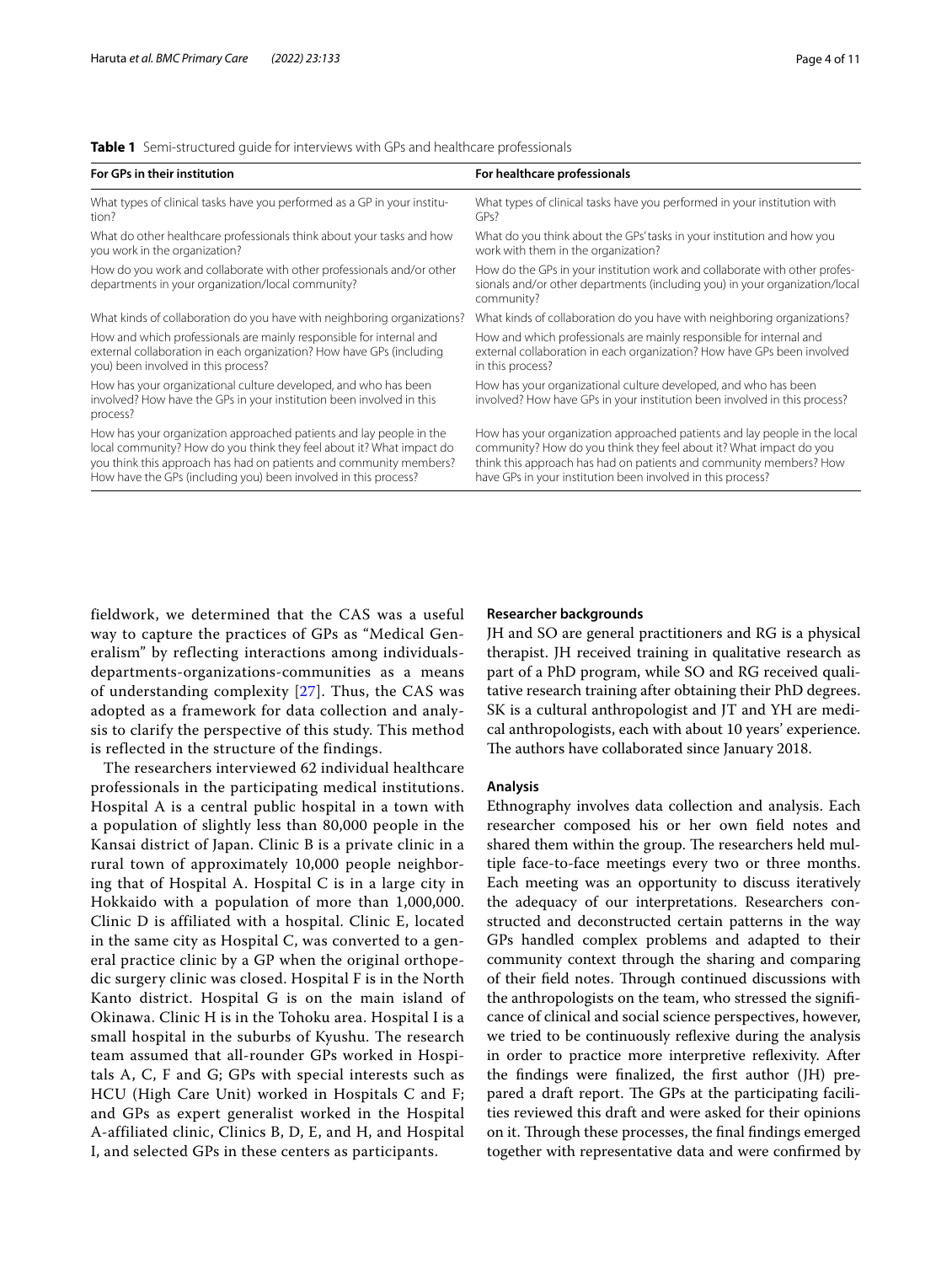**Table 1** Semi-structured guide for interviews with GPs and healthcare professionals

| For GPs in their institution | For healthcare professionals |
|---|---|
| What types of clinical tasks have you performed as a GP in your institution? | What types of clinical tasks have you performed in your institution with GPs? |
| What do other healthcare professionals think about your tasks and how you work in the organization? | What do you think about the GPs' tasks in your institution and how you work with them in the organization? |
| How do you work and collaborate with other professionals and/or other departments in your organization/local community? | How do the GPs in your institution work and collaborate with other professionals and/or other departments (including you) in your organization/local community? |
| What kinds of collaboration do you have with neighboring organizations? | What kinds of collaboration do you have with neighboring organizations? |
| How and which professionals are mainly responsible for internal and external collaboration in each organization? How have GPs (including you) been involved in this process? | How and which professionals are mainly responsible for internal and external collaboration in each organization? How have GPs been involved in this process? |
| How has your organizational culture developed, and who has been involved? How have the GPs in your institution been involved in this process? | How has your organizational culture developed, and who has been involved? How have GPs in your institution been involved in this process? |
| How has your organization approached patients and lay people in the local community? How do you think they feel about it? What impact do you think this approach has had on patients and community members? How have the GPs (including you) been involved in this process? | How has your organization approached patients and lay people in the local community? How do you think they feel about it? What impact do you think this approach has had on patients and community members? How have GPs in your institution been involved in this process? |

fieldwork, we determined that the CAS was a useful way to capture the practices of GPs as "Medical Generalism" by reflecting interactions among individuals-departments-organizations-communities as a means of understanding complexity [27]. Thus, the CAS was adopted as a framework for data collection and analysis to clarify the perspective of this study. This method is reflected in the structure of the findings.

The researchers interviewed 62 individual healthcare professionals in the participating medical institutions. Hospital A is a central public hospital in a town with a population of slightly less than 80,000 people in the Kansai district of Japan. Clinic B is a private clinic in a rural town of approximately 10,000 people neighboring that of Hospital A. Hospital C is in a large city in Hokkaido with a population of more than 1,000,000. Clinic D is affiliated with a hospital. Clinic E, located in the same city as Hospital C, was converted to a general practice clinic by a GP when the original orthopedic surgery clinic was closed. Hospital F is in the North Kanto district. Hospital G is on the main island of Okinawa. Clinic H is in the Tohoku area. Hospital I is a small hospital in the suburbs of Kyushu. The research team assumed that all-rounder GPs worked in Hospitals A, C, F and G; GPs with special interests such as HCU (High Care Unit) worked in Hospitals C and F; and GPs as expert generalist worked in the Hospital A-affiliated clinic, Clinics B, D, E, and H, and Hospital I, and selected GPs in these centers as participants.

### Researcher backgrounds

JH and SO are general practitioners and RG is a physical therapist. JH received training in qualitative research as part of a PhD program, while SO and RG received qualitative research training after obtaining their PhD degrees. SK is a cultural anthropologist and JT and YH are medical anthropologists, each with about 10 years' experience. The authors have collaborated since January 2018.

### Analysis

Ethnography involves data collection and analysis. Each researcher composed his or her own field notes and shared them within the group. The researchers held multiple face-to-face meetings every two or three months. Each meeting was an opportunity to discuss iteratively the adequacy of our interpretations. Researchers constructed and deconstructed certain patterns in the way GPs handled complex problems and adapted to their community context through the sharing and comparing of their field notes. Through continued discussions with the anthropologists on the team, who stressed the significance of clinical and social science perspectives, however, we tried to be continuously reflexive during the analysis in order to practice more interpretive reflexivity. After the findings were finalized, the first author (JH) prepared a draft report. The GPs at the participating facilities reviewed this draft and were asked for their opinions on it. Through these processes, the final findings emerged together with representative data and were confirmed by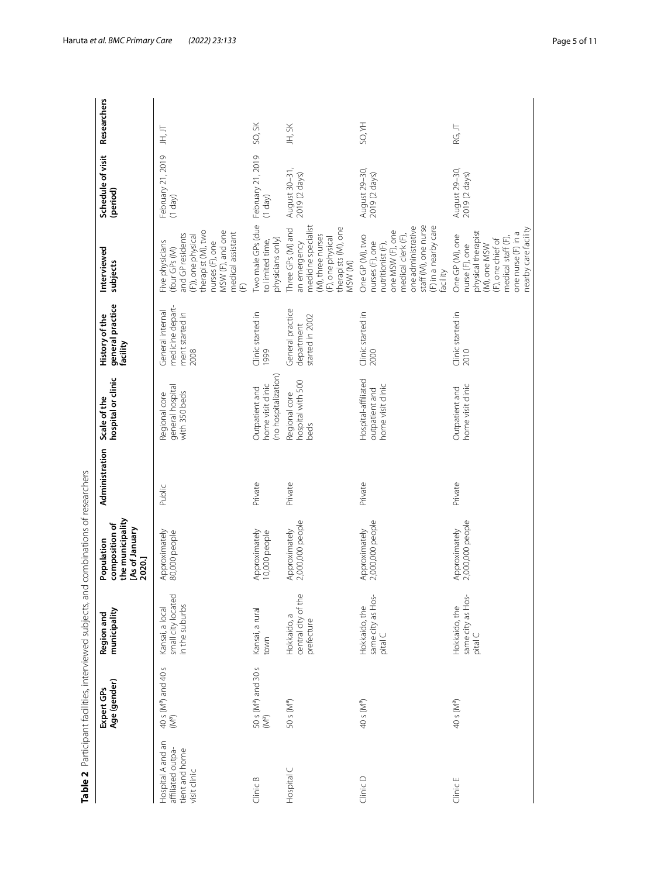**Table 2** Participant facilities, interviewed subjects, and combinations of researchers

| | Expert GPs Age (gender) | Region and municipality | Population composition of the municipality [As of January 2020.] | Administration | Scale of the hospital or clinic | History of the general practice facility | Interviewed subjects | Schedule of visit (period) | Researchers |
|---|---|---|---|---|---|---|---|---|---|
| Hospital A and an affiliated outpatient and home visit clinic | 40 s (M[a]) and 40 s (M[a]) | Kansai, a local small city located in the suburbs | Approximately 80,000 people | Public | Regional core general hospital with 350 beds | General internal medicine department started in 2008 | Five physicians (four GPs (M) and GP residents (F)), one physical therapist (M), two nurses (F), one MSW (F), and one medical assistant (F) | February 21, 2019 (1 day) | JH, JT |
| Clinic B | 50 s (M[a]) and 30 s (M[a]) | Kansai, a rural town | Approximately 10,000 people | Private | Outpatient and home visit clinic (no hospitalization) | Clinic started in 1999 | Two male GPs (due to limited time, physicians only) | February 21, 2019 (1 day) | SO, SK |
| Hospital C | 50 s (M[a]) | Hokkaido, a central city of the prefecture | Approximately 2,000,000 people | Private | Regional core hospital with 500 beds | General practice department started in 2002 | Three GPs (M) and an emergency medicine specialist (M), three nurses (F), one physical therapists (M), one MSW (M) | August 30–31, 2019 (2 days) | JH, SK |
| Clinic D | 40 s (M[a]) | Hokkaido, the same city as Hospital C | Approximately 2,000,000 people | Private | Hospital-affiliated outpatient and home visit clinic | Clinic started in 2000 | One GP (M), two nurses (F), one nutritionist (F), one MSW (F), one medical clerk (F), one administrative staff (M), one nurse (F) in a nearby care facility | August 29–30, 2019 (2 days) | SO, YH |
| Clinic E | 40 s (M[a]) | Hokkaido, the same city as Hospital C | Approximately 2,000,000 people | Private | Outpatient and home visit clinic | Clinic started in 2010 | One GP (M), one nurse (F), one physical therapist (M), one MSW (F), one chief of medical staff (F), one nurse (F) in a nearby care facility | August 29–30, 2019 (2 days) | RG, JT |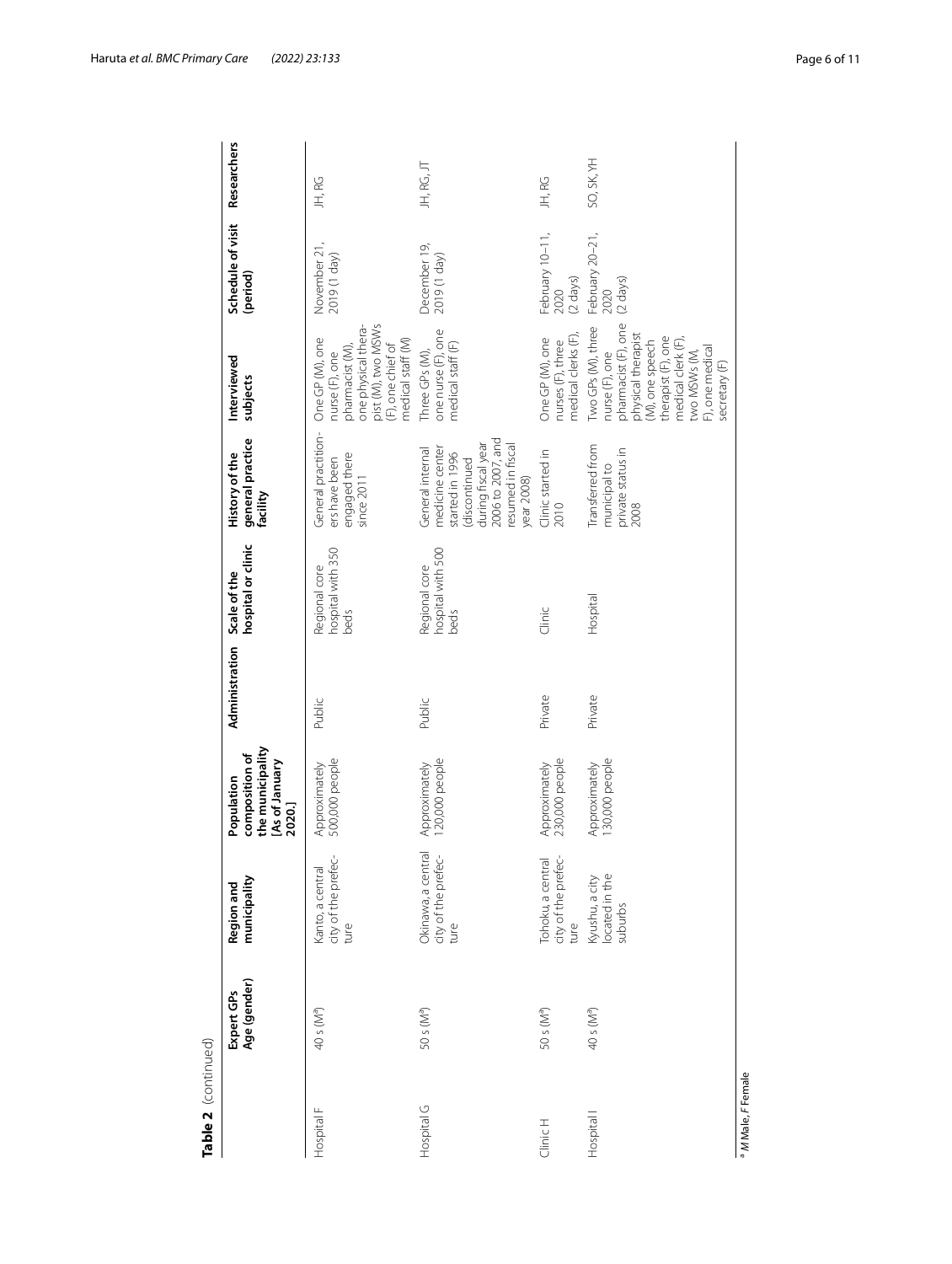**Table 2** (continued)

| | Expert GPs Age (gender) | Region and municipality | Population composition of the municipality [As of January 2020.] | Administration | Scale of the hospital or clinic | History of the general practice facility | Interviewed subjects | Schedule of visit (period) | Researchers |
|---|---|---|---|---|---|---|---|---|---|
| Hospital F | 40 s (M[a]) | Kanto, a central city of the prefecture | Approximately 500,000 people | Public | Regional core hospital with 350 beds | General practitioners have been engaged there since 2011 | One GP (M), one nurse (F), one pharmacist (M), one physical therapist (M), two MSWs (F), one chief of medical staff (M) | November 21, 2019 (1 day) | JH, RG |
| Hospital G | 50 s (M[a]) | Okinawa, a central city of the prefecture | Approximately 120,000 people | Public | Regional core hospital with 500 beds | General internal medicine center started in 1996 (discontinued during fiscal year 2006 to 2007, and resumed in fiscal year 2008) | Three GPs (M), one nurse (F), one medical staff (F) | December 19, 2019 (1 day) | JH, RG, JT |
| Clinic H | 50 s (M[a]) | Tohoku, a central city of the prefecture | Approximately 230,000 people | Private | Clinic | Clinic started in 2010 | One GP (M), one nurses (F), three medical clerks (F), | February 10–11, 2020 (2 days) | JH, RG |
| Hospital I | 40 s (M[a]) | Kyushu, a city located in the suburbs | Approximately 130,000 people | Private | Hospital | Transferred from municipal to private status in 2008 | Two GPs (M), three nurse (F), one pharmacist (F), one physical therapist (M), one speech therapist (F), one medical clerk (F), two MSWs (M, F), one medical secretary (F) | February 20–21, 2020 (2 days) | SO, SK, YH |

[a] *M* Male, *F* Female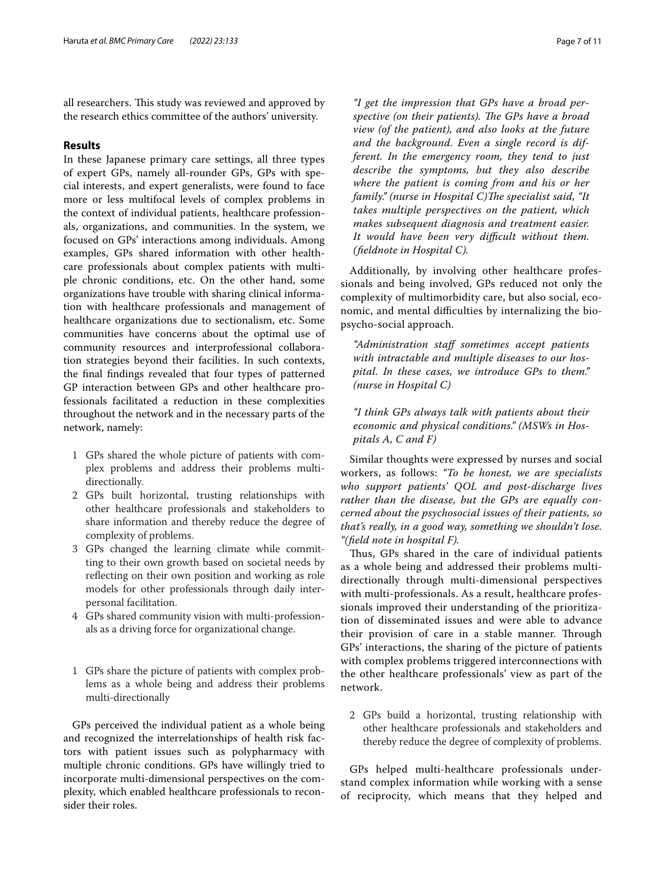all researchers. This study was reviewed and approved by the research ethics committee of the authors' university.

## Results

In these Japanese primary care settings, all three types of expert GPs, namely all-rounder GPs, GPs with special interests, and expert generalists, were found to face more or less multifocal levels of complex problems in the context of individual patients, healthcare professionals, organizations, and communities. In the system, we focused on GPs' interactions among individuals. Among examples, GPs shared information with other healthcare professionals about complex patients with multiple chronic conditions, etc. On the other hand, some organizations have trouble with sharing clinical information with healthcare professionals and management of healthcare organizations due to sectionalism, etc. Some communities have concerns about the optimal use of community resources and interprofessional collaboration strategies beyond their facilities. In such contexts, the final findings revealed that four types of patterned GP interaction between GPs and other healthcare professionals facilitated a reduction in these complexities throughout the network and in the necessary parts of the network, namely:

1. GPs shared the whole picture of patients with complex problems and address their problems multi-directionally.
2. GPs built horizontal, trusting relationships with other healthcare professionals and stakeholders to share information and thereby reduce the degree of complexity of problems.
3. GPs changed the learning climate while committing to their own growth based on societal needs by reflecting on their own position and working as role models for other professionals through daily interpersonal facilitation.
4. GPs shared community vision with multi-professionals as a driving force for organizational change.

1. GPs share the picture of patients with complex problems as a whole being and address their problems multi-directionally

GPs perceived the individual patient as a whole being and recognized the interrelationships of health risk factors with patient issues such as polypharmacy with multiple chronic conditions. GPs have willingly tried to incorporate multi-dimensional perspectives on the complexity, which enabled healthcare professionals to reconsider their roles.

> *"I get the impression that GPs have a broad perspective (on their patients). The GPs have a broad view (of the patient), and also looks at the future and the background. Even a single record is different. In the emergency room, they tend to just describe the symptoms, but they also describe where the patient is coming from and his or her family." (nurse in Hospital C)*The specialist said, *"It takes multiple perspectives on the patient, which makes subsequent diagnosis and treatment easier. It would have been very difficult without them. (fieldnote in Hospital C).*

Additionally, by involving other healthcare professionals and being involved, GPs reduced not only the complexity of multimorbidity care, but also social, economic, and mental difficulties by internalizing the bio-psycho-social approach.

> *"Administration staff sometimes accept patients with intractable and multiple diseases to our hospital. In these cases, we introduce GPs to them." (nurse in Hospital C)*

> *"I think GPs always talk with patients about their economic and physical conditions." (MSWs in Hospitals A, C and F)*

Similar thoughts were expressed by nurses and social workers, as follows: *"To be honest, we are specialists who support patients' QOL and post-discharge lives rather than the disease, but the GPs are equally concerned about the psychosocial issues of their patients, so that's really, in a good way, something we shouldn't lose. "(field note in hospital F).*

Thus, GPs shared in the care of individual patients as a whole being and addressed their problems multi-directionally through multi-dimensional perspectives with multi-professionals. As a result, healthcare professionals improved their understanding of the prioritization of disseminated issues and were able to advance their provision of care in a stable manner. Through GPs' interactions, the sharing of the picture of patients with complex problems triggered interconnections with the other healthcare professionals' view as part of the network.

2. GPs build a horizontal, trusting relationship with other healthcare professionals and stakeholders and thereby reduce the degree of complexity of problems.

GPs helped multi-healthcare professionals understand complex information while working with a sense of reciprocity, which means that they helped and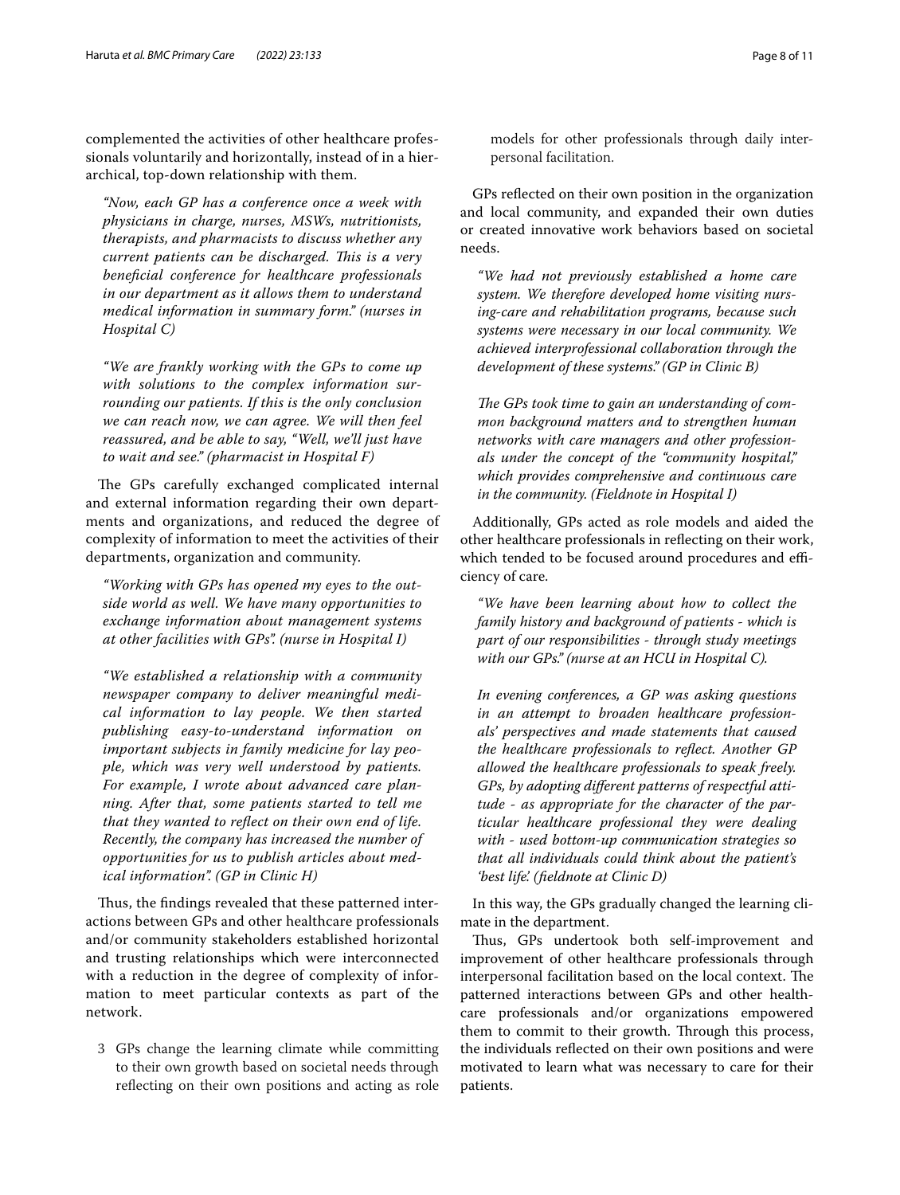complemented the activities of other healthcare professionals voluntarily and horizontally, instead of in a hierarchical, top-down relationship with them.

> *"Now, each GP has a conference once a week with physicians in charge, nurses, MSWs, nutritionists, therapists, and pharmacists to discuss whether any current patients can be discharged. This is a very beneficial conference for healthcare professionals in our department as it allows them to understand medical information in summary form." (nurses in Hospital C)*

> *"We are frankly working with the GPs to come up with solutions to the complex information surrounding our patients. If this is the only conclusion we can reach now, we can agree. We will then feel reassured, and be able to say, "Well, we'll just have to wait and see." (pharmacist in Hospital F)*

The GPs carefully exchanged complicated internal and external information regarding their own departments and organizations, and reduced the degree of complexity of information to meet the activities of their departments, organization and community.

> *"Working with GPs has opened my eyes to the outside world as well. We have many opportunities to exchange information about management systems at other facilities with GPs". (nurse in Hospital I)*

> *"We established a relationship with a community newspaper company to deliver meaningful medical information to lay people. We then started publishing easy-to-understand information on important subjects in family medicine for lay people, which was very well understood by patients. For example, I wrote about advanced care planning. After that, some patients started to tell me that they wanted to reflect on their own end of life. Recently, the company has increased the number of opportunities for us to publish articles about medical information". (GP in Clinic H)*

Thus, the findings revealed that these patterned interactions between GPs and other healthcare professionals and/or community stakeholders established horizontal and trusting relationships which were interconnected with a reduction in the degree of complexity of information to meet particular contexts as part of the network.

3 GPs change the learning climate while committing to their own growth based on societal needs through reflecting on their own positions and acting as role models for other professionals through daily interpersonal facilitation.

GPs reflected on their own position in the organization and local community, and expanded their own duties or created innovative work behaviors based on societal needs.

> *"We had not previously established a home care system. We therefore developed home visiting nursing-care and rehabilitation programs, because such systems were necessary in our local community. We achieved interprofessional collaboration through the development of these systems." (GP in Clinic B)*

> *The GPs took time to gain an understanding of common background matters and to strengthen human networks with care managers and other professionals under the concept of the "community hospital," which provides comprehensive and continuous care in the community. (Fieldnote in Hospital I)*

Additionally, GPs acted as role models and aided the other healthcare professionals in reflecting on their work, which tended to be focused around procedures and efficiency of care.

> *"We have been learning about how to collect the family history and background of patients - which is part of our responsibilities - through study meetings with our GPs." (nurse at an HCU in Hospital C).*

> *In evening conferences, a GP was asking questions in an attempt to broaden healthcare professionals' perspectives and made statements that caused the healthcare professionals to reflect. Another GP allowed the healthcare professionals to speak freely. GPs, by adopting different patterns of respectful attitude - as appropriate for the character of the particular healthcare professional they were dealing with - used bottom-up communication strategies so that all individuals could think about the patient's 'best life'. (fieldnote at Clinic D)*

In this way, the GPs gradually changed the learning climate in the department.

Thus, GPs undertook both self-improvement and improvement of other healthcare professionals through interpersonal facilitation based on the local context. The patterned interactions between GPs and other healthcare professionals and/or organizations empowered them to commit to their growth. Through this process, the individuals reflected on their own positions and were motivated to learn what was necessary to care for their patients.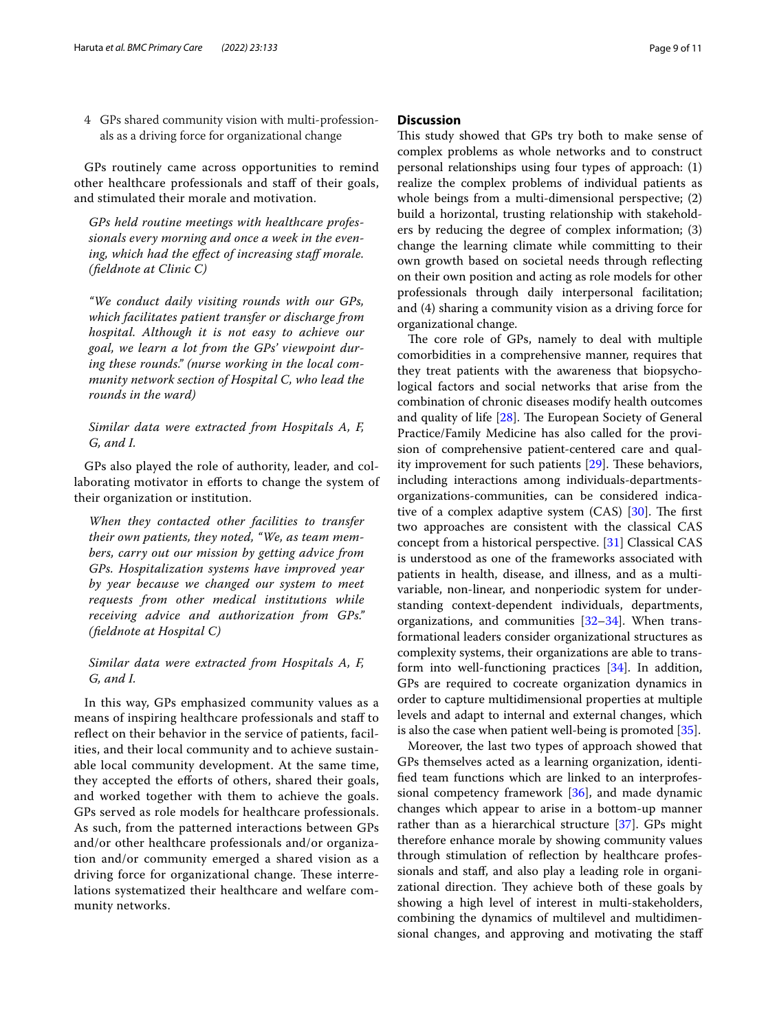4 GPs shared community vision with multi-professionals as a driving force for organizational change

GPs routinely came across opportunities to remind other healthcare professionals and staff of their goals, and stimulated their morale and motivation.

*GPs held routine meetings with healthcare professionals every morning and once a week in the evening, which had the effect of increasing staff morale. (fieldnote at Clinic C)*

*"We conduct daily visiting rounds with our GPs, which facilitates patient transfer or discharge from hospital. Although it is not easy to achieve our goal, we learn a lot from the GPs' viewpoint during these rounds." (nurse working in the local community network section of Hospital C, who lead the rounds in the ward)*

*Similar data were extracted from Hospitals A, F, G, and I.*

GPs also played the role of authority, leader, and collaborating motivator in efforts to change the system of their organization or institution.

*When they contacted other facilities to transfer their own patients, they noted, "We, as team members, carry out our mission by getting advice from GPs. Hospitalization systems have improved year by year because we changed our system to meet requests from other medical institutions while receiving advice and authorization from GPs." (fieldnote at Hospital C)*

*Similar data were extracted from Hospitals A, F, G, and I.*

In this way, GPs emphasized community values as a means of inspiring healthcare professionals and staff to reflect on their behavior in the service of patients, facilities, and their local community and to achieve sustainable local community development. At the same time, they accepted the efforts of others, shared their goals, and worked together with them to achieve the goals. GPs served as role models for healthcare professionals. As such, from the patterned interactions between GPs and/or other healthcare professionals and/or organization and/or community emerged a shared vision as a driving force for organizational change. These interrelations systematized their healthcare and welfare community networks.

## Discussion

This study showed that GPs try both to make sense of complex problems as whole networks and to construct personal relationships using four types of approach: (1) realize the complex problems of individual patients as whole beings from a multi-dimensional perspective; (2) build a horizontal, trusting relationship with stakeholders by reducing the degree of complex information; (3) change the learning climate while committing to their own growth based on societal needs through reflecting on their own position and acting as role models for other professionals through daily interpersonal facilitation; and (4) sharing a community vision as a driving force for organizational change.

The core role of GPs, namely to deal with multiple comorbidities in a comprehensive manner, requires that they treat patients with the awareness that biopsychological factors and social networks that arise from the combination of chronic diseases modify health outcomes and quality of life [28]. The European Society of General Practice/Family Medicine has also called for the provision of comprehensive patient-centered care and quality improvement for such patients [29]. These behaviors, including interactions among individuals-departments-organizations-communities, can be considered indicative of a complex adaptive system (CAS) [30]. The first two approaches are consistent with the classical CAS concept from a historical perspective. [31] Classical CAS is understood as one of the frameworks associated with patients in health, disease, and illness, and as a multivariable, non-linear, and nonperiodic system for understanding context-dependent individuals, departments, organizations, and communities [32–34]. When transformational leaders consider organizational structures as complexity systems, their organizations are able to transform into well-functioning practices [34]. In addition, GPs are required to cocreate organization dynamics in order to capture multidimensional properties at multiple levels and adapt to internal and external changes, which is also the case when patient well-being is promoted [35].

Moreover, the last two types of approach showed that GPs themselves acted as a learning organization, identified team functions which are linked to an interprofessional competency framework [36], and made dynamic changes which appear to arise in a bottom-up manner rather than as a hierarchical structure [37]. GPs might therefore enhance morale by showing community values through stimulation of reflection by healthcare professionals and staff, and also play a leading role in organizational direction. They achieve both of these goals by showing a high level of interest in multi-stakeholders, combining the dynamics of multilevel and multidimensional changes, and approving and motivating the staff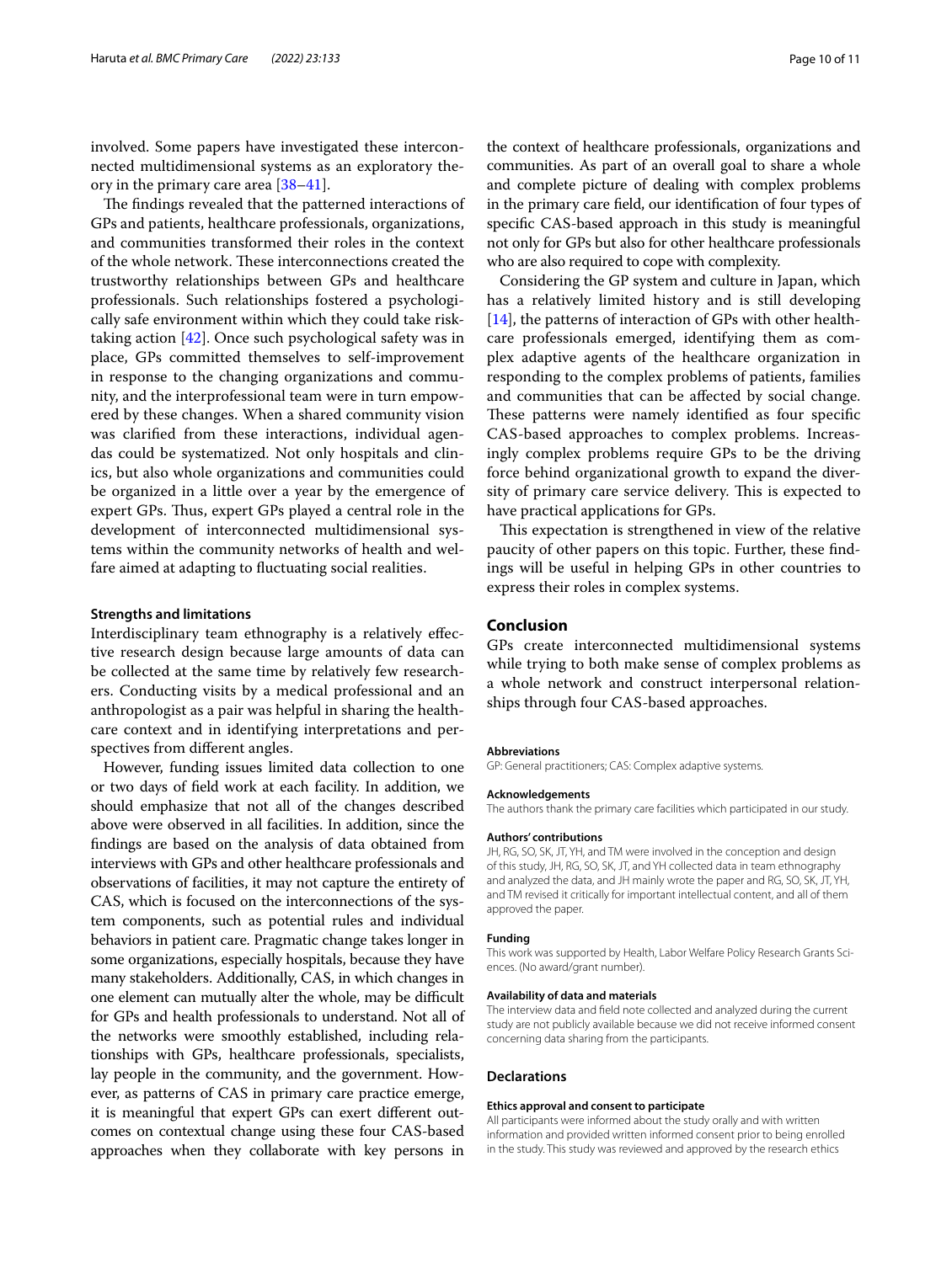involved. Some papers have investigated these interconnected multidimensional systems as an exploratory theory in the primary care area [38–41].

The findings revealed that the patterned interactions of GPs and patients, healthcare professionals, organizations, and communities transformed their roles in the context of the whole network. These interconnections created the trustworthy relationships between GPs and healthcare professionals. Such relationships fostered a psychologically safe environment within which they could take risk-taking action [42]. Once such psychological safety was in place, GPs committed themselves to self-improvement in response to the changing organizations and community, and the interprofessional team were in turn empowered by these changes. When a shared community vision was clarified from these interactions, individual agendas could be systematized. Not only hospitals and clinics, but also whole organizations and communities could be organized in a little over a year by the emergence of expert GPs. Thus, expert GPs played a central role in the development of interconnected multidimensional systems within the community networks of health and welfare aimed at adapting to fluctuating social realities.

### Strengths and limitations

Interdisciplinary team ethnography is a relatively effective research design because large amounts of data can be collected at the same time by relatively few researchers. Conducting visits by a medical professional and an anthropologist as a pair was helpful in sharing the healthcare context and in identifying interpretations and perspectives from different angles.

However, funding issues limited data collection to one or two days of field work at each facility. In addition, we should emphasize that not all of the changes described above were observed in all facilities. In addition, since the findings are based on the analysis of data obtained from interviews with GPs and other healthcare professionals and observations of facilities, it may not capture the entirety of CAS, which is focused on the interconnections of the system components, such as potential rules and individual behaviors in patient care. Pragmatic change takes longer in some organizations, especially hospitals, because they have many stakeholders. Additionally, CAS, in which changes in one element can mutually alter the whole, may be difficult for GPs and health professionals to understand. Not all of the networks were smoothly established, including relationships with GPs, healthcare professionals, specialists, lay people in the community, and the government. However, as patterns of CAS in primary care practice emerge, it is meaningful that expert GPs can exert different outcomes on contextual change using these four CAS-based approaches when they collaborate with key persons in the context of healthcare professionals, organizations and communities. As part of an overall goal to share a whole and complete picture of dealing with complex problems in the primary care field, our identification of four types of specific CAS-based approach in this study is meaningful not only for GPs but also for other healthcare professionals who are also required to cope with complexity.

Considering the GP system and culture in Japan, which has a relatively limited history and is still developing [14], the patterns of interaction of GPs with other healthcare professionals emerged, identifying them as complex adaptive agents of the healthcare organization in responding to the complex problems of patients, families and communities that can be affected by social change. These patterns were namely identified as four specific CAS-based approaches to complex problems. Increasingly complex problems require GPs to be the driving force behind organizational growth to expand the diversity of primary care service delivery. This is expected to have practical applications for GPs.

This expectation is strengthened in view of the relative paucity of other papers on this topic. Further, these findings will be useful in helping GPs in other countries to express their roles in complex systems.

## Conclusion

GPs create interconnected multidimensional systems while trying to both make sense of complex problems as a whole network and construct interpersonal relationships through four CAS-based approaches.

#### Abbreviations

GP: General practitioners; CAS: Complex adaptive systems.

#### Acknowledgements

The authors thank the primary care facilities which participated in our study.

#### Authors' contributions

JH, RG, SO, SK, JT, YH, and TM were involved in the conception and design of this study, JH, RG, SO, SK, JT, and YH collected data in team ethnography and analyzed the data, and JH mainly wrote the paper and RG, SO, SK, JT, YH, and TM revised it critically for important intellectual content, and all of them approved the paper.

#### Funding

This work was supported by Health, Labor Welfare Policy Research Grants Sciences. (No award/grant number).

#### Availability of data and materials

The interview data and field note collected and analyzed during the current study are not publicly available because we did not receive informed consent concerning data sharing from the participants.

### Declarations

#### Ethics approval and consent to participate

All participants were informed about the study orally and with written information and provided written informed consent prior to being enrolled in the study. This study was reviewed and approved by the research ethics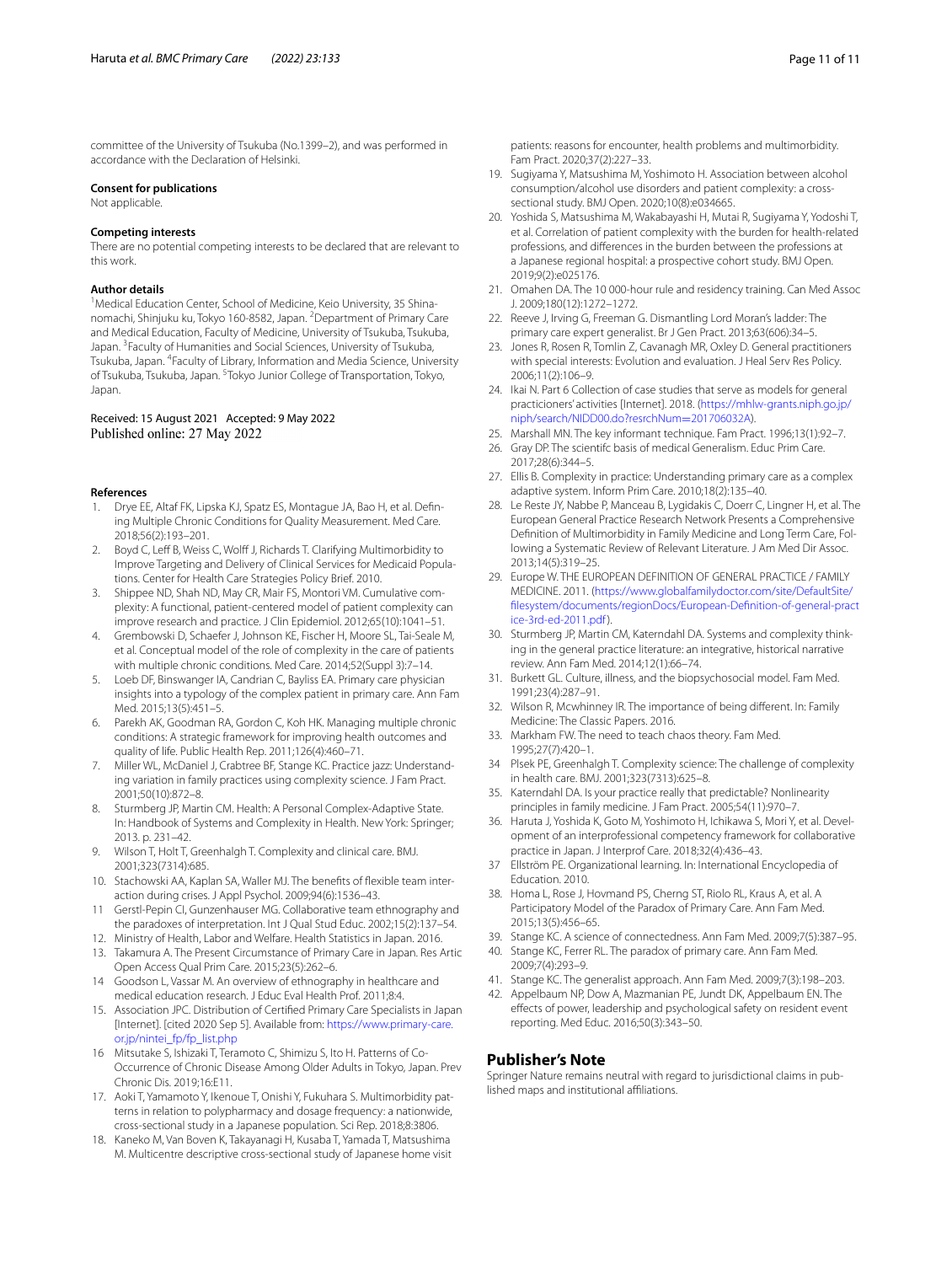committee of the University of Tsukuba (No.1399–2), and was performed in accordance with the Declaration of Helsinki.

### Consent for publications

Not applicable.

### Competing interests

There are no potential competing interests to be declared that are relevant to this work.

### Author details

[1]Medical Education Center, School of Medicine, Keio University, 35 Shinanomachi, Shinjuku ku, Tokyo 160-8582, Japan. [2]Department of Primary Care and Medical Education, Faculty of Medicine, University of Tsukuba, Tsukuba, Japan. [3]Faculty of Humanities and Social Sciences, University of Tsukuba, Tsukuba, Japan. [4]Faculty of Library, Information and Media Science, University of Tsukuba, Tsukuba, Japan. [5]Tokyo Junior College of Transportation, Tokyo, Japan.

Received: 15 August 2021 Accepted: 9 May 2022
Published online: 27 May 2022

### References

1. Drye EE, Altaf FK, Lipska KJ, Spatz ES, Montague JA, Bao H, et al. Defining Multiple Chronic Conditions for Quality Measurement. Med Care. 2018;56(2):193–201.
2. Boyd C, Leff B, Weiss C, Wolff J, Richards T. Clarifying Multimorbidity to Improve Targeting and Delivery of Clinical Services for Medicaid Populations. Center for Health Care Strategies Policy Brief. 2010.
3. Shippee ND, Shah ND, May CR, Mair FS, Montori VM. Cumulative complexity: A functional, patient-centered model of patient complexity can improve research and practice. J Clin Epidemiol. 2012;65(10):1041–51.
4. Grembowski D, Schaefer J, Johnson KE, Fischer H, Moore SL, Tai-Seale M, et al. Conceptual model of the role of complexity in the care of patients with multiple chronic conditions. Med Care. 2014;52(Suppl 3):7–14.
5. Loeb DF, Binswanger IA, Candrian C, Bayliss EA. Primary care physician insights into a typology of the complex patient in primary care. Ann Fam Med. 2015;13(5):451–5.
6. Parekh AK, Goodman RA, Gordon C, Koh HK. Managing multiple chronic conditions: A strategic framework for improving health outcomes and quality of life. Public Health Rep. 2011;126(4):460–71.
7. Miller WL, McDaniel J, Crabtree BF, Stange KC. Practice jazz: Understanding variation in family practices using complexity science. J Fam Pract. 2001;50(10):872–8.
8. Sturmberg JP, Martin CM. Health: A Personal Complex-Adaptive State. In: Handbook of Systems and Complexity in Health. New York: Springer; 2013. p. 231–42.
9. Wilson T, Holt T, Greenhalgh T. Complexity and clinical care. BMJ. 2001;323(7314):685.
10. Stachowski AA, Kaplan SA, Waller MJ. The benefits of flexible team interaction during crises. J Appl Psychol. 2009;94(6):1536–43.
11. Gerstl-Pepin CI, Gunzenhauser MG. Collaborative team ethnography and the paradoxes of interpretation. Int J Qual Stud Educ. 2002;15(2):137–54.
12. Ministry of Health, Labor and Welfare. Health Statistics in Japan. 2016.
13. Takamura A. The Present Circumstance of Primary Care in Japan. Res Artic Open Access Qual Prim Care. 2015;23(5):262–6.
14. Goodson L, Vassar M. An overview of ethnography in healthcare and medical education research. J Educ Eval Health Prof. 2011;8:4.
15. Association JPC. Distribution of Certified Primary Care Specialists in Japan [Internet]. [cited 2020 Sep 5]. Available from: https://www.primary-care.or.jp/nintei_fp/fp_list.php
16. Mitsutake S, Ishizaki T, Teramoto C, Shimizu S, Ito H. Patterns of Co-Occurrence of Chronic Disease Among Older Adults in Tokyo, Japan. Prev Chronic Dis. 2019;16:E11.
17. Aoki T, Yamamoto Y, Ikenoue T, Onishi Y, Fukuhara S. Multimorbidity patterns in relation to polypharmacy and dosage frequency: a nationwide, cross-sectional study in a Japanese population. Sci Rep. 2018;8:3806.
18. Kaneko M, Van Boven K, Takayanagi H, Kusaba T, Yamada T, Matsushima M. Multicentre descriptive cross-sectional study of Japanese home visit patients: reasons for encounter, health problems and multimorbidity. Fam Pract. 2020;37(2):227–33.
19. Sugiyama Y, Matsushima M, Yoshimoto H. Association between alcohol consumption/alcohol use disorders and patient complexity: a cross-sectional study. BMJ Open. 2020;10(8):e034665.
20. Yoshida S, Matsushima M, Wakabayashi H, Mutai R, Sugiyama Y, Yodoshi T, et al. Correlation of patient complexity with the burden for health-related professions, and differences in the burden between the professions at a Japanese regional hospital: a prospective cohort study. BMJ Open. 2019;9(2):e025176.
21. Omahen DA. The 10 000-hour rule and residency training. Can Med Assoc J. 2009;180(12):1272–1272.
22. Reeve J, Irving G, Freeman G. Dismantling Lord Moran's ladder: The primary care expert generalist. Br J Gen Pract. 2013;63(606):34–5.
23. Jones R, Rosen R, Tomlin Z, Cavanagh MR, Oxley D. General practitioners with special interests: Evolution and evaluation. J Heal Serv Res Policy. 2006;11(2):106–9.
24. Ikai N. Part 6 Collection of case studies that serve as models for general practicioners' activities [Internet]. 2018. (https://mhlw-grants.niph.go.jp/niph/search/NIDD00.do?resrchNum=201706032A).
25. Marshall MN. The key informant technique. Fam Pract. 1996;13(1):92–7.
26. Gray DP. The scientifc basis of medical Generalism. Educ Prim Care. 2017;28(6):344–5.
27. Ellis B. Complexity in practice: Understanding primary care as a complex adaptive system. Inform Prim Care. 2010;18(2):135–40.
28. Le Reste JY, Nabbe P, Manceau B, Lygidakis C, Doerr C, Lingner H, et al. The European General Practice Research Network Presents a Comprehensive Definition of Multimorbidity in Family Medicine and Long Term Care, Following a Systematic Review of Relevant Literature. J Am Med Dir Assoc. 2013;14(5):319–25.
29. Europe W. THE EUROPEAN DEFINITION OF GENERAL PRACTICE / FAMILY MEDICINE. 2011. (https://www.globalfamilydoctor.com/site/DefaultSite/filesystem/documents/regionDocs/European-Definition-of-general-practice-3rd-ed-2011.pdf).
30. Sturmberg JP, Martin CM, Katerndahl DA. Systems and complexity thinking in the general practice literature: an integrative, historical narrative review. Ann Fam Med. 2014;12(1):66–74.
31. Burkett GL. Culture, illness, and the biopsychosocial model. Fam Med. 1991;23(4):287–91.
32. Wilson R, Mcwhinney IR. The importance of being different. In: Family Medicine: The Classic Papers. 2016.
33. Markham FW. The need to teach chaos theory. Fam Med. 1995;27(7):420–1.
34. Plsek PE, Greenhalgh T. Complexity science: The challenge of complexity in health care. BMJ. 2001;323(7313):625–8.
35. Katerndahl DA. Is your practice really that predictable? Nonlinearity principles in family medicine. J Fam Pract. 2005;54(11):970–7.
36. Haruta J, Yoshida K, Goto M, Yoshimoto H, Ichikawa S, Mori Y, et al. Development of an interprofessional competency framework for collaborative practice in Japan. J Interprof Care. 2018;32(4):436–43.
37. Ellström PE. Organizational learning. In: International Encyclopedia of Education. 2010.
38. Homa L, Rose J, Hovmand PS, Cherng ST, Riolo RL, Kraus A, et al. A Participatory Model of the Paradox of Primary Care. Ann Fam Med. 2015;13(5):456–65.
39. Stange KC. A science of connectedness. Ann Fam Med. 2009;7(5):387–95.
40. Stange KC, Ferrer RL. The paradox of primary care. Ann Fam Med. 2009;7(4):293–9.
41. Stange KC. The generalist approach. Ann Fam Med. 2009;7(3):198–203.
42. Appelbaum NP, Dow A, Mazmanian PE, Jundt DK, Appelbaum EN. The effects of power, leadership and psychological safety on resident event reporting. Med Educ. 2016;50(3):343–50.

## Publisher's Note

Springer Nature remains neutral with regard to jurisdictional claims in published maps and institutional affiliations.